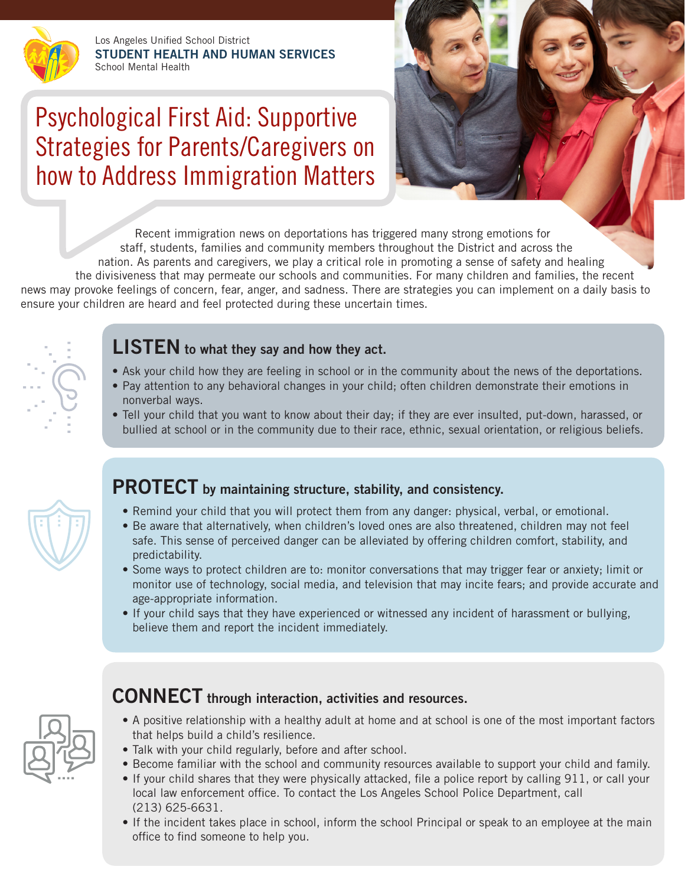Los Angeles Unified School District
**STUDENT HEALTH AND HUMAN SERVICES**
School Mental Health

# Psychological First Aid: Supportive Strategies for Parents/Caregivers on how to Address Immigration Matters

Recent immigration news on deportations has triggered many strong emotions for staff, students, families and community members throughout the District and across the nation. As parents and caregivers, we play a critical role in promoting a sense of safety and healing the divisiveness that may permeate our schools and communities. For many children and families, the recent news may provoke feelings of concern, fear, anger, and sadness. There are strategies you can implement on a daily basis to ensure your children are heard and feel protected during these uncertain times.

## LISTEN to what they say and how they act.

- Ask your child how they are feeling in school or in the community about the news of the deportations.
- Pay attention to any behavioral changes in your child; often children demonstrate their emotions in nonverbal ways.
- Tell your child that you want to know about their day; if they are ever insulted, put-down, harassed, or bullied at school or in the community due to their race, ethnic, sexual orientation, or religious beliefs.

## PROTECT by maintaining structure, stability, and consistency.

- Remind your child that you will protect them from any danger: physical, verbal, or emotional.
- Be aware that alternatively, when children's loved ones are also threatened, children may not feel safe. This sense of perceived danger can be alleviated by offering children comfort, stability, and predictability.
- Some ways to protect children are to: monitor conversations that may trigger fear or anxiety; limit or monitor use of technology, social media, and television that may incite fears; and provide accurate and age-appropriate information.
- If your child says that they have experienced or witnessed any incident of harassment or bullying, believe them and report the incident immediately.

## CONNECT through interaction, activities and resources.

- A positive relationship with a healthy adult at home and at school is one of the most important factors that helps build a child's resilience.
- Talk with your child regularly, before and after school.
- Become familiar with the school and community resources available to support your child and family.
- If your child shares that they were physically attacked, file a police report by calling 911, or call your local law enforcement office. To contact the Los Angeles School Police Department, call (213) 625-6631.
- If the incident takes place in school, inform the school Principal or speak to an employee at the main office to find someone to help you.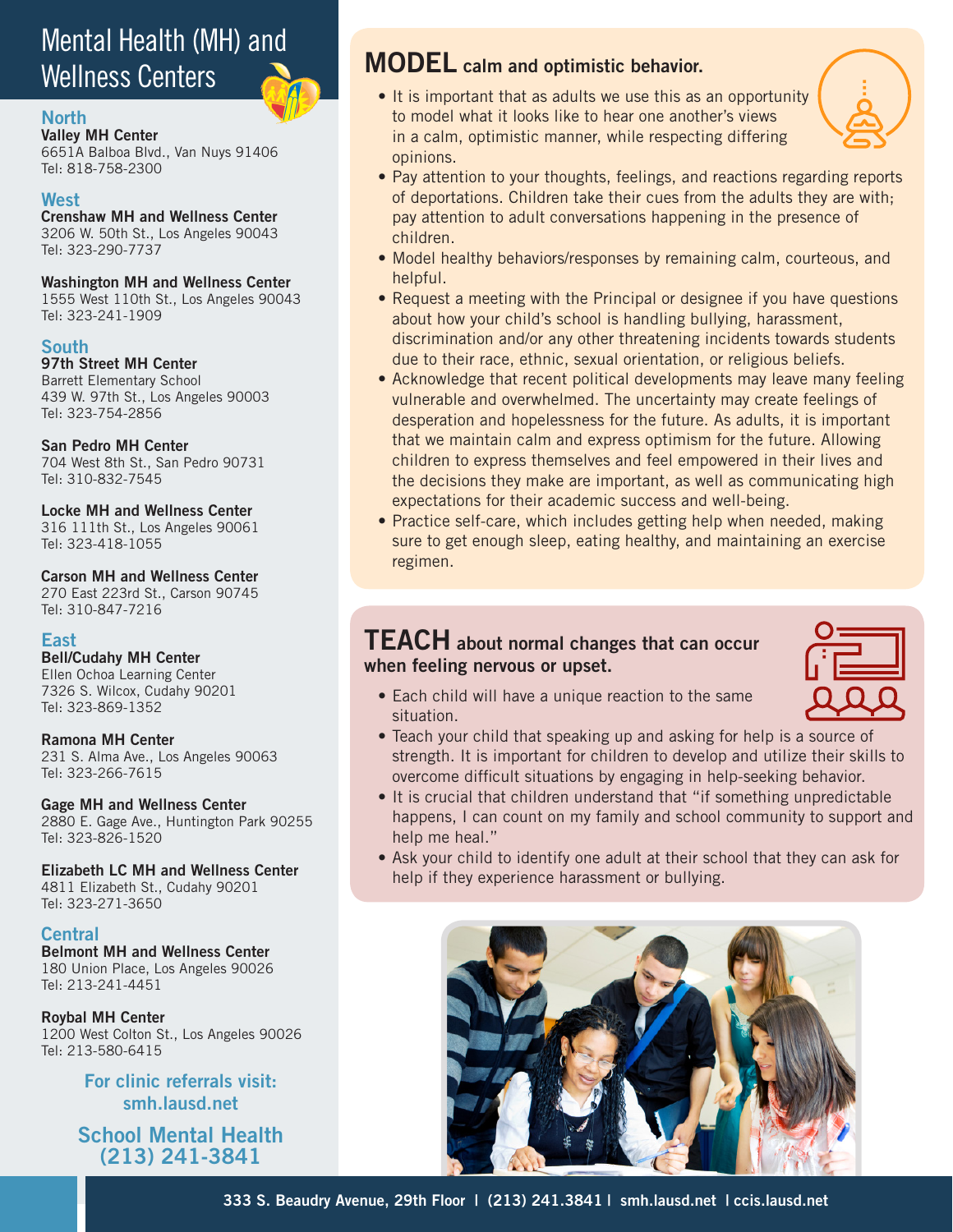# Mental Health (MH) and Wellness Centers

## North

**Valley MH Center**
6651A Balboa Blvd., Van Nuys 91406
Tel: 818-758-2300

## West

**Crenshaw MH and Wellness Center**
3206 W. 50th St., Los Angeles 90043
Tel: 323-290-7737

**Washington MH and Wellness Center**
1555 West 110th St., Los Angeles 90043
Tel: 323-241-1909

## South

**97th Street MH Center**
Barrett Elementary School
439 W. 97th St., Los Angeles 90003
Tel: 323-754-2856

**San Pedro MH Center**
704 West 8th St., San Pedro 90731
Tel: 310-832-7545

**Locke MH and Wellness Center**
316 111th St., Los Angeles 90061
Tel: 323-418-1055

**Carson MH and Wellness Center**
270 East 223rd St., Carson 90745
Tel: 310-847-7216

## East

**Bell/Cudahy MH Center**
Ellen Ochoa Learning Center
7326 S. Wilcox, Cudahy 90201
Tel: 323-869-1352

**Ramona MH Center**
231 S. Alma Ave., Los Angeles 90063
Tel: 323-266-7615

**Gage MH and Wellness Center**
2880 E. Gage Ave., Huntington Park 90255
Tel: 323-826-1520

**Elizabeth LC MH and Wellness Center**
4811 Elizabeth St., Cudahy 90201
Tel: 323-271-3650

## Central

**Belmont MH and Wellness Center**
180 Union Place, Los Angeles 90026
Tel: 213-241-4451

**Roybal MH Center**
1200 West Colton St., Los Angeles 90026
Tel: 213-580-6415

**For clinic referrals visit: smh.lausd.net**

**School Mental Health (213) 241-3841**

## MODEL calm and optimistic behavior.

- It is important that as adults we use this as an opportunity to model what it looks like to hear one another's views in a calm, optimistic manner, while respecting differing opinions.
- Pay attention to your thoughts, feelings, and reactions regarding reports of deportations. Children take their cues from the adults they are with; pay attention to adult conversations happening in the presence of children.
- Model healthy behaviors/responses by remaining calm, courteous, and helpful.
- Request a meeting with the Principal or designee if you have questions about how your child's school is handling bullying, harassment, discrimination and/or any other threatening incidents towards students due to their race, ethnic, sexual orientation, or religious beliefs.
- Acknowledge that recent political developments may leave many feeling vulnerable and overwhelmed. The uncertainty may create feelings of desperation and hopelessness for the future. As adults, it is important that we maintain calm and express optimism for the future. Allowing children to express themselves and feel empowered in their lives and the decisions they make are important, as well as communicating high expectations for their academic success and well-being.
- Practice self-care, which includes getting help when needed, making sure to get enough sleep, eating healthy, and maintaining an exercise regimen.

## TEACH about normal changes that can occur when feeling nervous or upset.

- Each child will have a unique reaction to the same situation.
- Teach your child that speaking up and asking for help is a source of strength. It is important for children to develop and utilize their skills to overcome difficult situations by engaging in help-seeking behavior.
- It is crucial that children understand that "if something unpredictable happens, I can count on my family and school community to support and help me heal."
- Ask your child to identify one adult at their school that they can ask for help if they experience harassment or bullying.

333 S. Beaudry Avenue, 29th Floor | (213) 241.3841 | smh.lausd.net | ccis.lausd.net